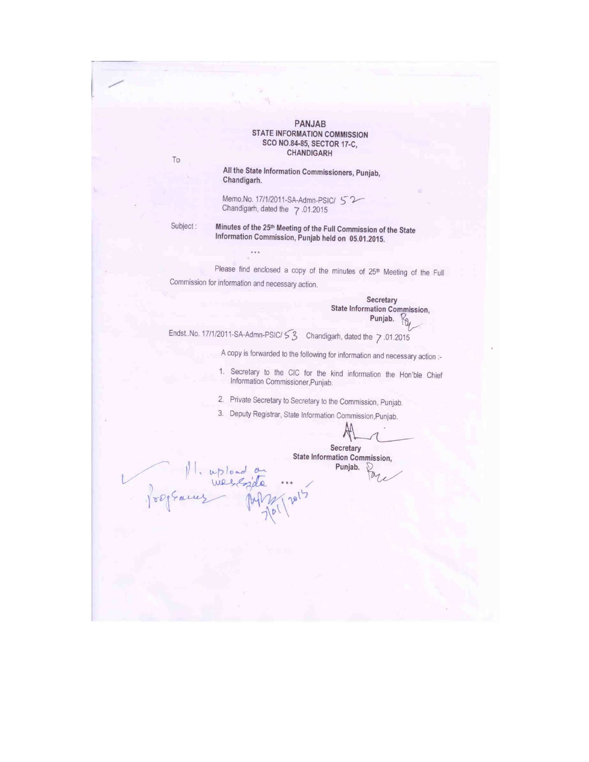**PANJAB**
**STATE INFORMATION COMMISSION**
**SCO NO.84-85, SECTOR 17-C,**
**CHANDIGARH**

To

**All the State Information Commissioners, Punjab, Chandigarh.**

Memo.No. 17/1/2011-SA-Admn-PSIC/ 52
Chandigarh, dated the 7.01.2015

Subject : **Minutes of the 25th Meeting of the Full Commission of the State Information Commission, Punjab held on 05.01.2015.**

...

Please find enclosed a copy of the minutes of 25th Meeting of the Full Commission for information and necessary action.

**Secretary**
**State Information Commission,**
**Punjab.**

Endst..No. 17/1/2011-SA-Admn-PSIC/ 53 Chandigarh, dated the 7.01.2015

A copy is forwarded to the following for information and necessary action :-

1. Secretary to the CIC for the kind information the Hon'ble Chief Information Commissioner,Punjab.
2. Private Secretary to Secretary to the Commission, Punjab.
3. Deputy Registrar, State Information Commission,Punjab.

**Secretary**
**State Information Commission,**
**Punjab.**

Pl. upload on website
Programmer
7/01/2015

***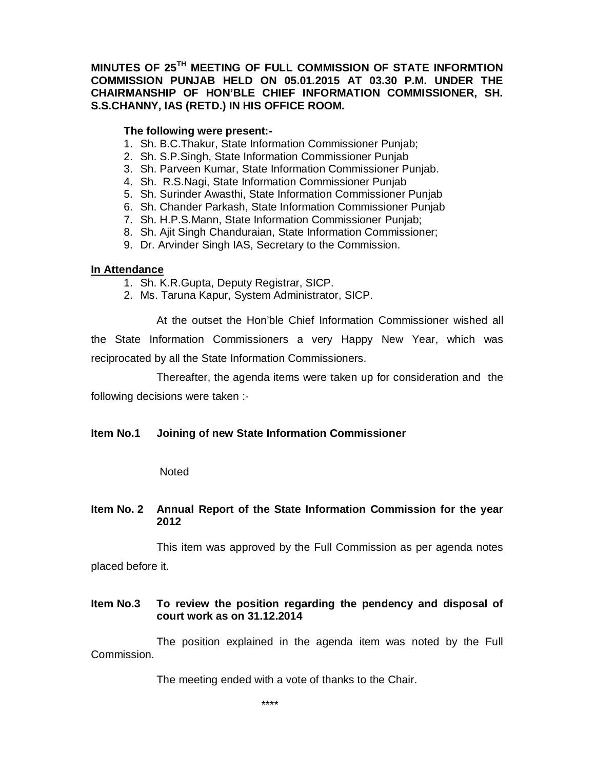**MINUTES OF 25TH MEETING OF FULL COMMISSION OF STATE INFORMTION COMMISSION PUNJAB HELD ON 05.01.2015 AT 03.30 P.M. UNDER THE CHAIRMANSHIP OF HON'BLE CHIEF INFORMATION COMMISSIONER, SH. S.S.CHANNY, IAS (RETD.) IN HIS OFFICE ROOM.**

**The following were present:-**

1. Sh. B.C.Thakur, State Information Commissioner Punjab;
2. Sh. S.P.Singh, State Information Commissioner Punjab
3. Sh. Parveen Kumar, State Information Commissioner Punjab.
4. Sh. R.S.Nagi, State Information Commissioner Punjab
5. Sh. Surinder Awasthi, State Information Commissioner Punjab
6. Sh. Chander Parkash, State Information Commissioner Punjab
7. Sh. H.P.S.Mann, State Information Commissioner Punjab;
8. Sh. Ajit Singh Chanduraian, State Information Commissioner;
9. Dr. Arvinder Singh IAS, Secretary to the Commission.

**In Attendance**

1. Sh. K.R.Gupta, Deputy Registrar, SICP.
2. Ms. Taruna Kapur, System Administrator, SICP.

At the outset the Hon'ble Chief Information Commissioner wished all the State Information Commissioners a very Happy New Year, which was reciprocated by all the State Information Commissioners.

Thereafter, the agenda items were taken up for consideration and the following decisions were taken :-

**Item No.1 Joining of new State Information Commissioner**

Noted

**Item No. 2 Annual Report of the State Information Commission for the year 2012**

This item was approved by the Full Commission as per agenda notes placed before it.

**Item No.3 To review the position regarding the pendency and disposal of court work as on 31.12.2014**

The position explained in the agenda item was noted by the Full Commission.

The meeting ended with a vote of thanks to the Chair.

****